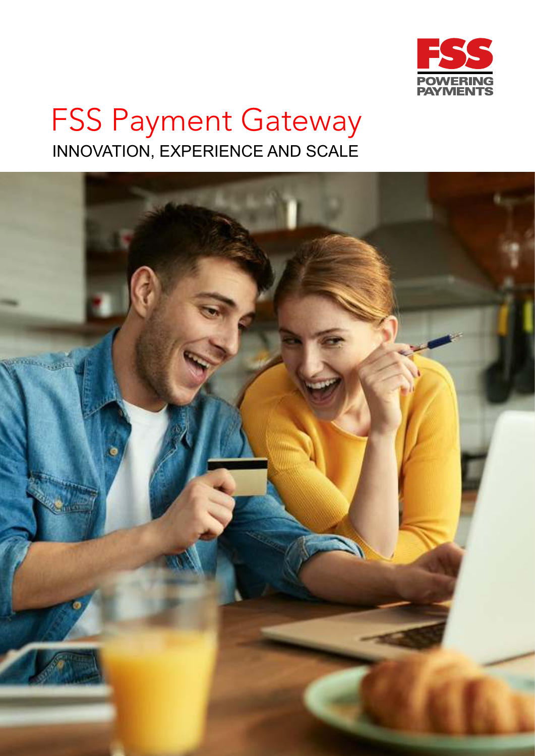FSS
POWERING PAYMENTS

# FSS Payment Gateway

## INNOVATION, EXPERIENCE AND SCALE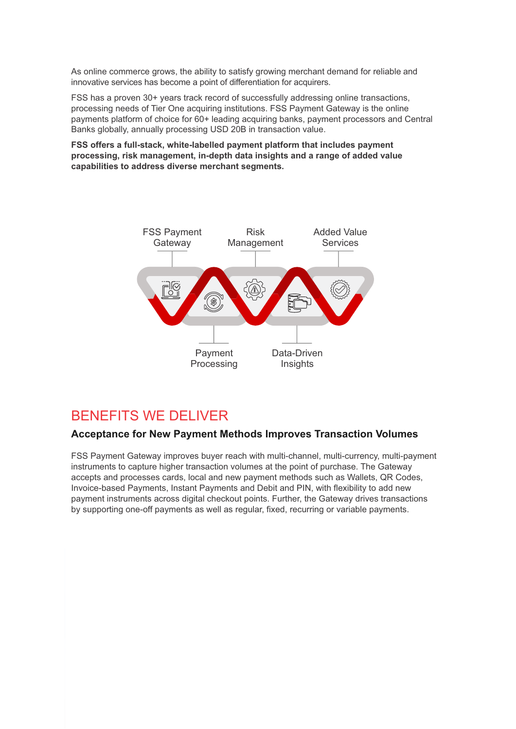As online commerce grows, the ability to satisfy growing merchant demand for reliable and innovative services has become a point of differentiation for acquirers.

FSS has a proven 30+ years track record of successfully addressing online transactions, processing needs of Tier One acquiring institutions. FSS Payment Gateway is the online payments platform of choice for 60+ leading acquiring banks, payment processors and Central Banks globally, annually processing USD 20B in transaction value.

**FSS offers a full-stack, white-labelled payment platform that includes payment processing, risk management, in-depth data insights and a range of added value capabilities to address diverse merchant segments.**

FSS Payment Gateway

Risk Management

Added Value Services

Payment Processing

Data-Driven Insights

# BENEFITS WE DELIVER

### Acceptance for New Payment Methods Improves Transaction Volumes

FSS Payment Gateway improves buyer reach with multi-channel, multi-currency, multi-payment instruments to capture higher transaction volumes at the point of purchase. The Gateway accepts and processes cards, local and new payment methods such as Wallets, QR Codes, Invoice-based Payments, Instant Payments and Debit and PIN, with flexibility to add new payment instruments across digital checkout points. Further, the Gateway drives transactions by supporting one-off payments as well as regular, fixed, recurring or variable payments.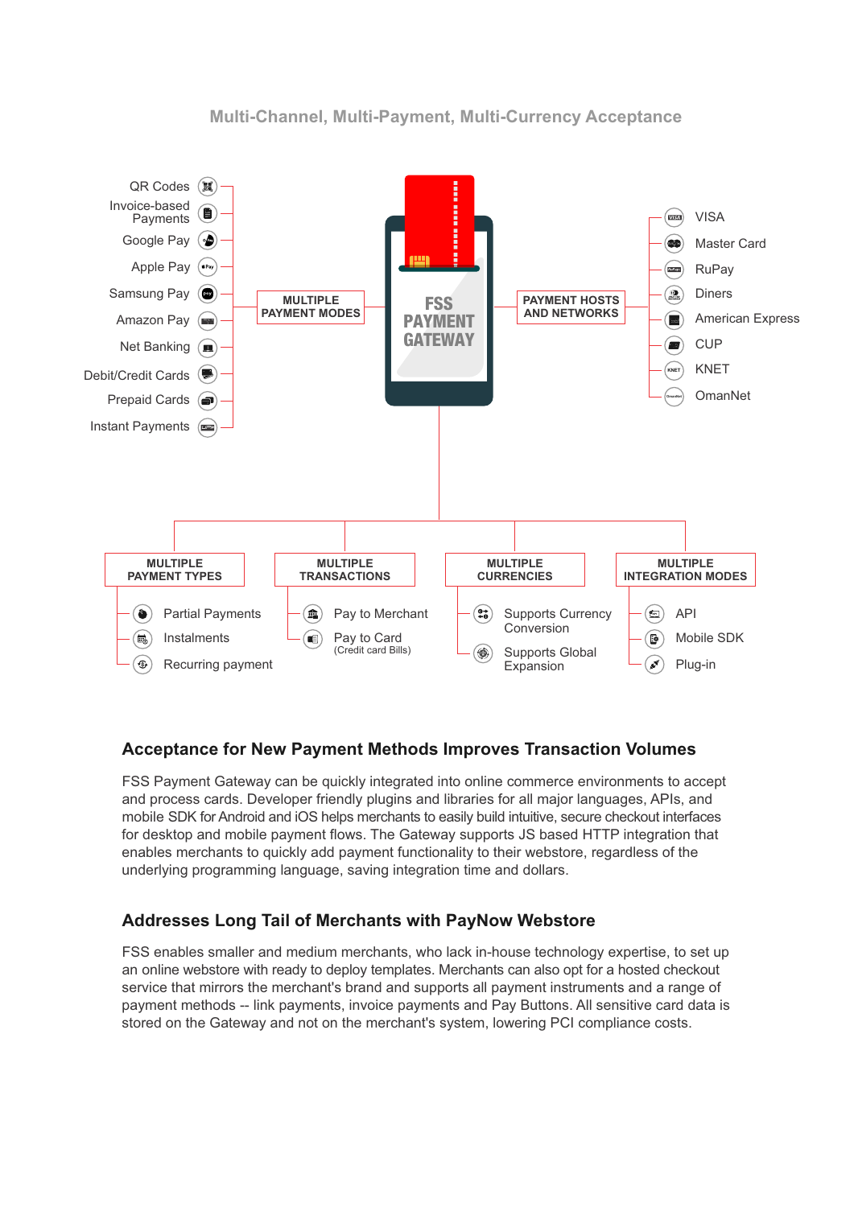## Multi-Channel, Multi-Payment, Multi-Currency Acceptance

**FSS PAYMENT GATEWAY**

**MULTIPLE PAYMENT MODES**

- QR Codes
- Invoice-based Payments
- Google Pay
- Apple Pay
- Samsung Pay
- Amazon Pay
- Net Banking
- Debit/Credit Cards
- Prepaid Cards
- Instant Payments

**PAYMENT HOSTS AND NETWORKS**

- VISA
- Master Card
- RuPay
- Diners
- American Express
- CUP
- KNET
- OmanNet

**MULTIPLE PAYMENT TYPES**

- Partial Payments
- Instalments
- Recurring payment

**MULTIPLE TRANSACTIONS**

- Pay to Merchant
- Pay to Card (Credit card Bills)

**MULTIPLE CURRENCIES**

- Supports Currency Conversion
- Supports Global Expansion

**MULTIPLE INTEGRATION MODES**

- API
- Mobile SDK
- Plug-in

### Acceptance for New Payment Methods Improves Transaction Volumes

FSS Payment Gateway can be quickly integrated into online commerce environments to accept and process cards. Developer friendly plugins and libraries for all major languages, APIs, and mobile SDK for Android and iOS helps merchants to easily build intuitive, secure checkout interfaces for desktop and mobile payment flows. The Gateway supports JS based HTTP integration that enables merchants to quickly add payment functionality to their webstore, regardless of the underlying programming language, saving integration time and dollars.

### Addresses Long Tail of Merchants with PayNow Webstore

FSS enables smaller and medium merchants, who lack in-house technology expertise, to set up an online webstore with ready to deploy templates. Merchants can also opt for a hosted checkout service that mirrors the merchant's brand and supports all payment instruments and a range of payment methods -- link payments, invoice payments and Pay Buttons. All sensitive card data is stored on the Gateway and not on the merchant's system, lowering PCI compliance costs.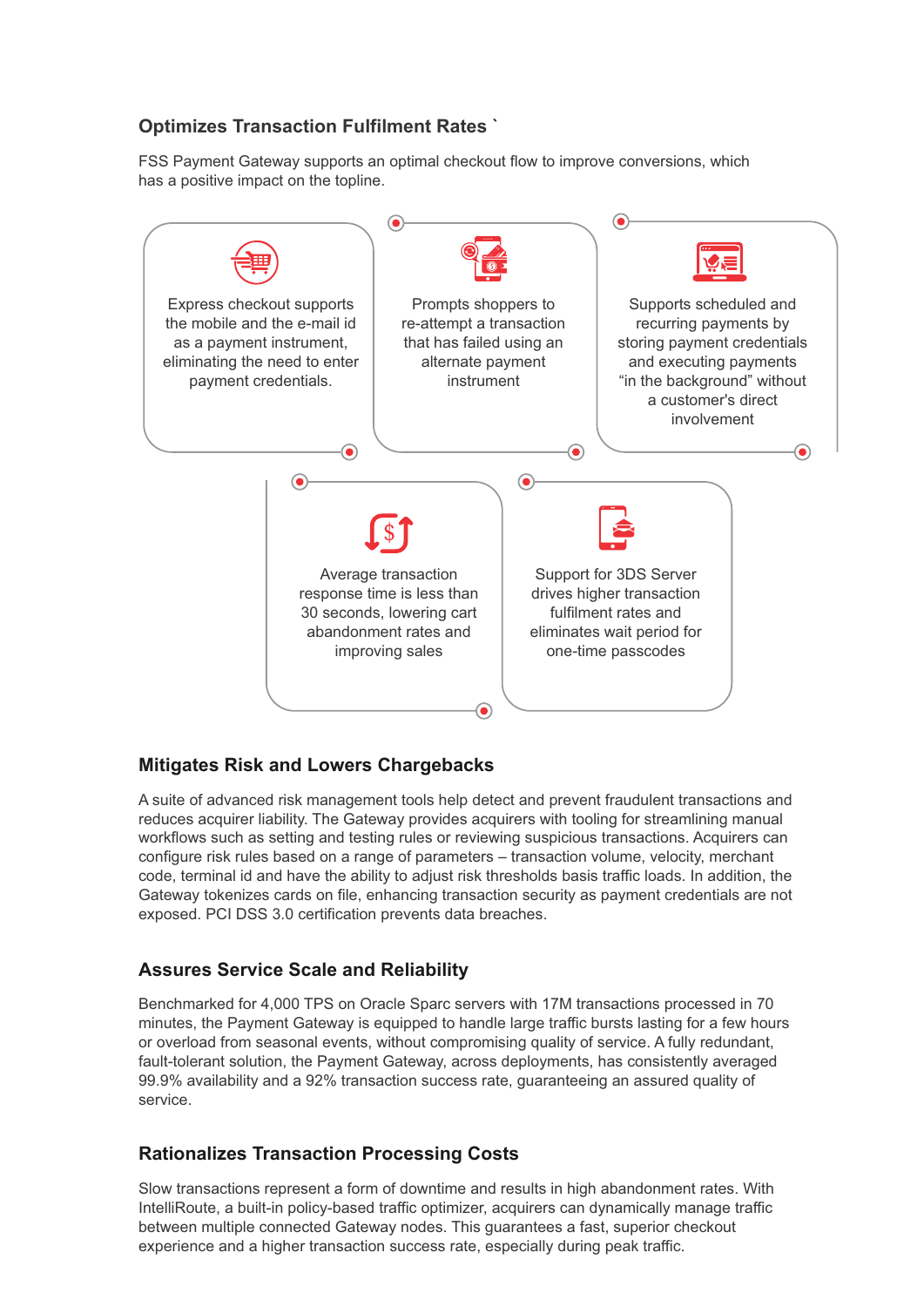## Optimizes Transaction Fulfilment Rates `

FSS Payment Gateway supports an optimal checkout flow to improve conversions, which has a positive impact on the topline.

- Express checkout supports the mobile and the e-mail id as a payment instrument, eliminating the need to enter payment credentials.
- Prompts shoppers to re-attempt a transaction that has failed using an alternate payment instrument
- Supports scheduled and recurring payments by storing payment credentials and executing payments "in the background" without a customer's direct involvement
- Average transaction response time is less than 30 seconds, lowering cart abandonment rates and improving sales
- Support for 3DS Server drives higher transaction fulfilment rates and eliminates wait period for one-time passcodes

## Mitigates Risk and Lowers Chargebacks

A suite of advanced risk management tools help detect and prevent fraudulent transactions and reduces acquirer liability. The Gateway provides acquirers with tooling for streamlining manual workflows such as setting and testing rules or reviewing suspicious transactions. Acquirers can configure risk rules based on a range of parameters – transaction volume, velocity, merchant code, terminal id and have the ability to adjust risk thresholds basis traffic loads. In addition, the Gateway tokenizes cards on file, enhancing transaction security as payment credentials are not exposed. PCI DSS 3.0 certification prevents data breaches.

## Assures Service Scale and Reliability

Benchmarked for 4,000 TPS on Oracle Sparc servers with 17M transactions processed in 70 minutes, the Payment Gateway is equipped to handle large traffic bursts lasting for a few hours or overload from seasonal events, without compromising quality of service. A fully redundant, fault-tolerant solution, the Payment Gateway, across deployments, has consistently averaged 99.9% availability and a 92% transaction success rate, guaranteeing an assured quality of service.

## Rationalizes Transaction Processing Costs

Slow transactions represent a form of downtime and results in high abandonment rates. With IntelliRoute, a built-in policy-based traffic optimizer, acquirers can dynamically manage traffic between multiple connected Gateway nodes. This guarantees a fast, superior checkout experience and a higher transaction success rate, especially during peak traffic.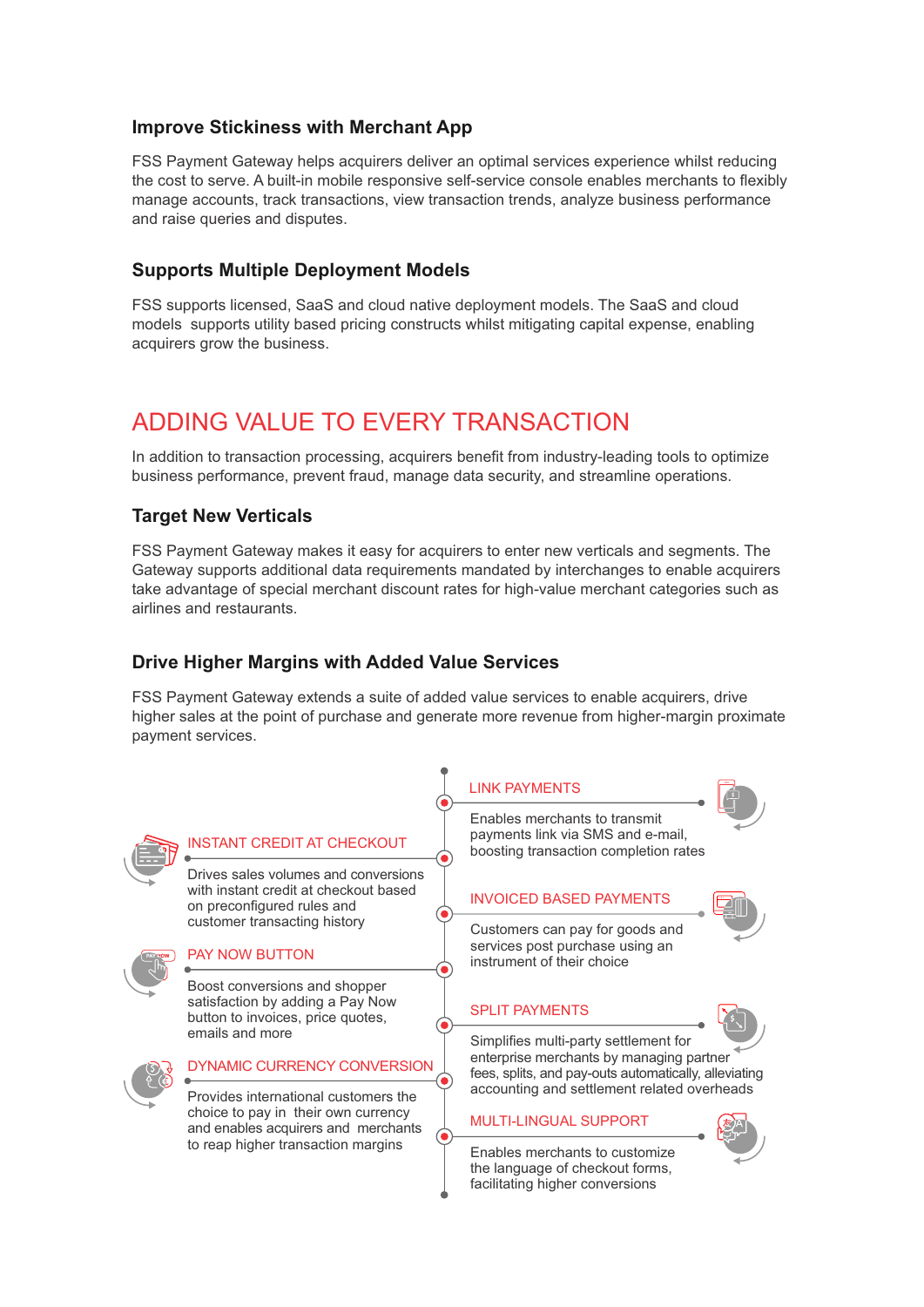### Improve Stickiness with Merchant App

FSS Payment Gateway helps acquirers deliver an optimal services experience whilst reducing the cost to serve. A built-in mobile responsive self-service console enables merchants to flexibly manage accounts, track transactions, view transaction trends, analyze business performance and raise queries and disputes.

### Supports Multiple Deployment Models

FSS supports licensed, SaaS and cloud native deployment models. The SaaS and cloud models supports utility based pricing constructs whilst mitigating capital expense, enabling acquirers grow the business.

## ADDING VALUE TO EVERY TRANSACTION

In addition to transaction processing, acquirers benefit from industry-leading tools to optimize business performance, prevent fraud, manage data security, and streamline operations.

### Target New Verticals

FSS Payment Gateway makes it easy for acquirers to enter new verticals and segments. The Gateway supports additional data requirements mandated by interchanges to enable acquirers take advantage of special merchant discount rates for high-value merchant categories such as airlines and restaurants.

### Drive Higher Margins with Added Value Services

FSS Payment Gateway extends a suite of added value services to enable acquirers, drive higher sales at the point of purchase and generate more revenue from higher-margin proximate payment services.

**LINK PAYMENTS**

Enables merchants to transmit payments link via SMS and e-mail, boosting transaction completion rates

**INSTANT CREDIT AT CHECKOUT**

Drives sales volumes and conversions with instant credit at checkout based on preconfigured rules and customer transacting history

**INVOICED BASED PAYMENTS**

Customers can pay for goods and services post purchase using an instrument of their choice

**PAY NOW BUTTON**

Boost conversions and shopper satisfaction by adding a Pay Now button to invoices, price quotes, emails and more

**SPLIT PAYMENTS**

Simplifies multi-party settlement for enterprise merchants by managing partner fees, splits, and pay-outs automatically, alleviating accounting and settlement related overheads

**DYNAMIC CURRENCY CONVERSION**

Provides international customers the choice to pay in their own currency and enables acquirers and merchants to reap higher transaction margins

**MULTI-LINGUAL SUPPORT**

Enables merchants to customize the language of checkout forms, facilitating higher conversions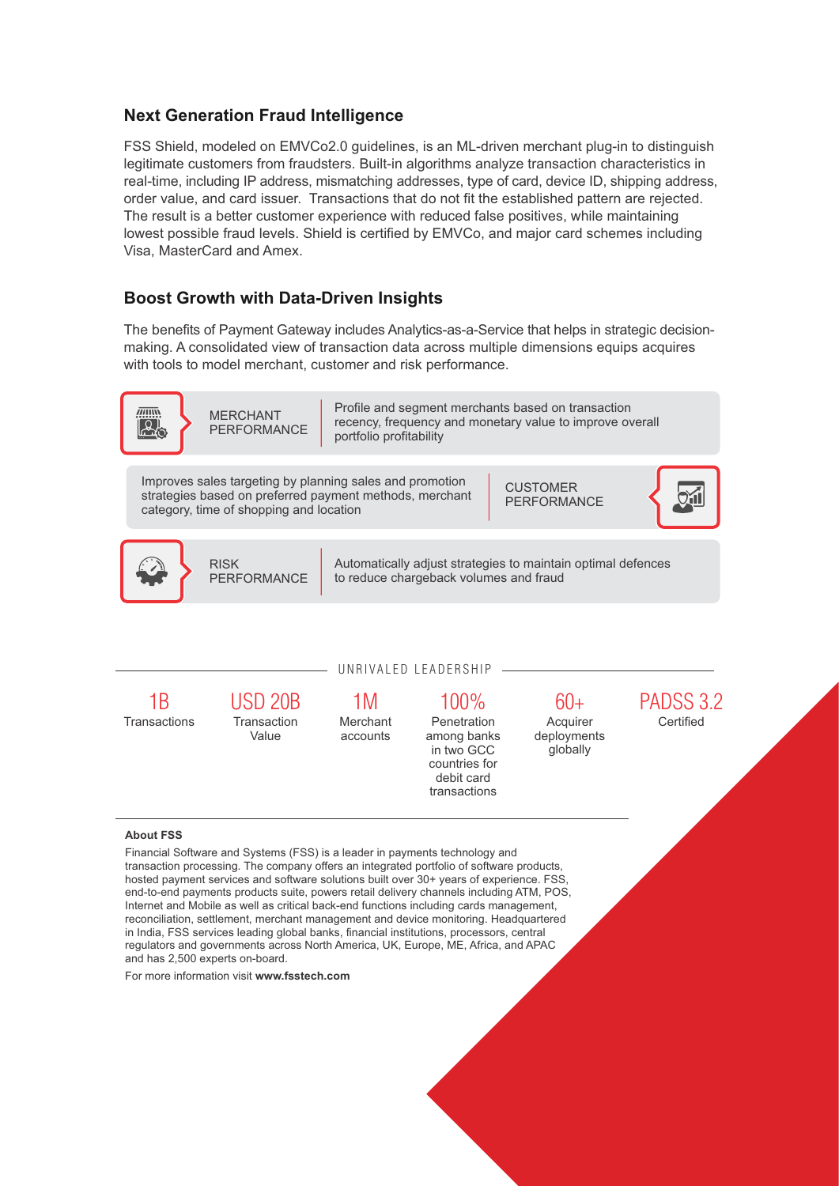## Next Generation Fraud Intelligence

FSS Shield, modeled on EMVCo2.0 guidelines, is an ML-driven merchant plug-in to distinguish legitimate customers from fraudsters. Built-in algorithms analyze transaction characteristics in real-time, including IP address, mismatching addresses, type of card, device ID, shipping address, order value, and card issuer. Transactions that do not fit the established pattern are rejected. The result is a better customer experience with reduced false positives, while maintaining lowest possible fraud levels. Shield is certified by EMVCo, and major card schemes including Visa, MasterCard and Amex.

## Boost Growth with Data-Driven Insights

The benefits of Payment Gateway includes Analytics-as-a-Service that helps in strategic decision-making. A consolidated view of transaction data across multiple dimensions equips acquires with tools to model merchant, customer and risk performance.

**MERCHANT PERFORMANCE**
Profile and segment merchants based on transaction recency, frequency and monetary value to improve overall portfolio profitability

**CUSTOMER PERFORMANCE**
Improves sales targeting by planning sales and promotion strategies based on preferred payment methods, merchant category, time of shopping and location

**RISK PERFORMANCE**
Automatically adjust strategies to maintain optimal defences to reduce chargeback volumes and fraud

UNRIVALED LEADERSHIP

| 1B | USD 20B | 1M | 100% | 60+ | PADSS 3.2 |
|---|---|---|---|---|---|
| Transactions | Transaction Value | Merchant accounts | Penetration among banks in two GCC countries for debit card transactions | Acquirer deployments globally | Certified |

**About FSS**

Financial Software and Systems (FSS) is a leader in payments technology and transaction processing. The company offers an integrated portfolio of software products, hosted payment services and software solutions built over 30+ years of experience. FSS, end-to-end payments products suite, powers retail delivery channels including ATM, POS, Internet and Mobile as well as critical back-end functions including cards management, reconciliation, settlement, merchant management and device monitoring. Headquartered in India, FSS services leading global banks, financial institutions, processors, central regulators and governments across North America, UK, Europe, ME, Africa, and APAC and has 2,500 experts on-board.

For more information visit **www.fsstech.com**